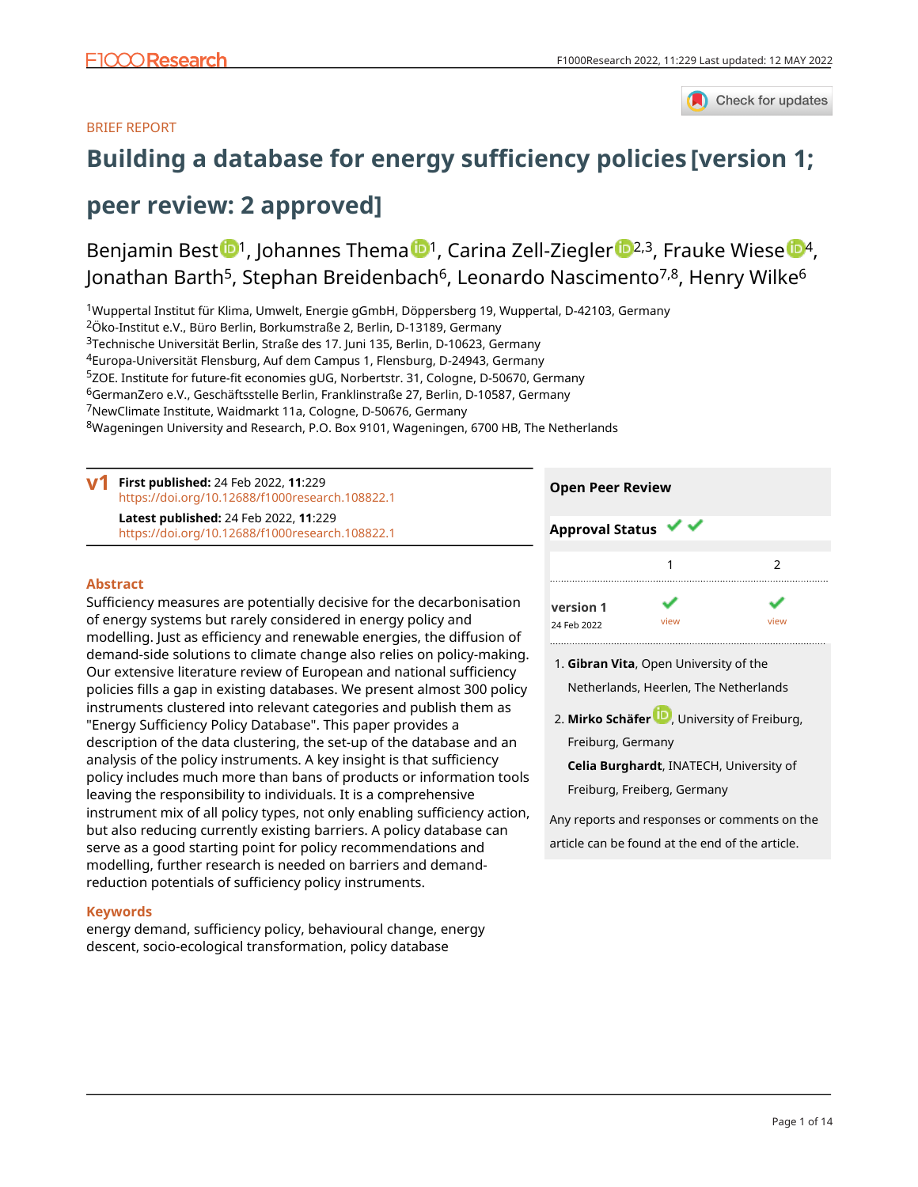BRIEF REPORT

# Building a database for energy sufficiency policies [version 1; peer review: 2 approved]

Benjamin Best[1], Johannes Thema[1], Carina Zell-Ziegler[2,3], Frauke Wiese[4], Jonathan Barth[5], Stephan Breidenbach[6], Leonardo Nascimento[7,8], Henry Wilke[6]

[1]Wuppertal Institut für Klima, Umwelt, Energie gGmbH, Döppersberg 19, Wuppertal, D-42103, Germany
[2]Öko-Institut e.V., Büro Berlin, Borkumstraße 2, Berlin, D-13189, Germany
[3]Technische Universität Berlin, Straße des 17. Juni 135, Berlin, D-10623, Germany
[4]Europa-Universität Flensburg, Auf dem Campus 1, Flensburg, D-24943, Germany
[5]ZOE. Institute for future-fit economies gUG, Norbertstr. 31, Cologne, D-50670, Germany
[6]GermanZero e.V., Geschäftsstelle Berlin, Franklinstraße 27, Berlin, D-10587, Germany
[7]NewClimate Institute, Waidmarkt 11a, Cologne, D-50676, Germany
[8]Wageningen University and Research, P.O. Box 9101, Wageningen, 6700 HB, The Netherlands

**v1** **First published:** 24 Feb 2022, **11**:229
https://doi.org/10.12688/f1000research.108822.1
**Latest published:** 24 Feb 2022, **11**:229
https://doi.org/10.12688/f1000research.108822.1

## Abstract

Sufficiency measures are potentially decisive for the decarbonisation of energy systems but rarely considered in energy policy and modelling. Just as efficiency and renewable energies, the diffusion of demand-side solutions to climate change also relies on policy-making. Our extensive literature review of European and national sufficiency policies fills a gap in existing databases. We present almost 300 policy instruments clustered into relevant categories and publish them as "Energy Sufficiency Policy Database". This paper provides a description of the data clustering, the set-up of the database and an analysis of the policy instruments. A key insight is that sufficiency policy includes much more than bans of products or information tools leaving the responsibility to individuals. It is a comprehensive instrument mix of all policy types, not only enabling sufficiency action, but also reducing currently existing barriers. A policy database can serve as a good starting point for policy recommendations and modelling, further research is needed on barriers and demand-reduction potentials of sufficiency policy instruments.

## Keywords

energy demand, sufficiency policy, behavioural change, energy descent, socio-ecological transformation, policy database

## Open Peer Review

**Approval Status** ✔ ✔

| | 1 | 2 |
|---|---|---|
| **version 1** 24 Feb 2022 | ✔ view | ✔ view |

1. **Gibran Vita**, Open University of the Netherlands, Heerlen, The Netherlands
2. **Mirko Schäfer**, University of Freiburg, Freiburg, Germany
   **Celia Burghardt**, INATECH, University of Freiburg, Freiberg, Germany

Any reports and responses or comments on the article can be found at the end of the article.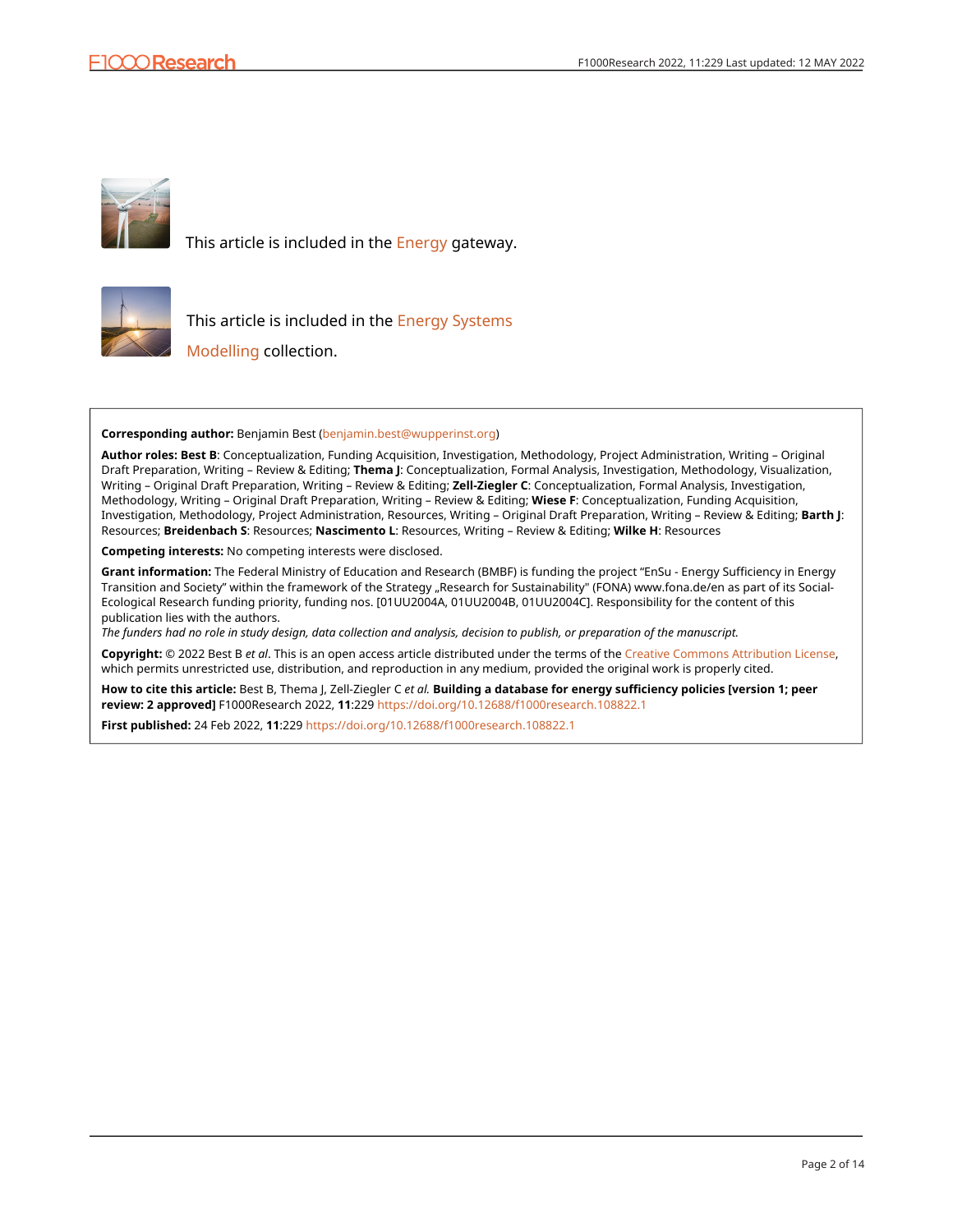This article is included in the Energy gateway.

This article is included in the Energy Systems Modelling collection.

**Corresponding author:** Benjamin Best (benjamin.best@wupperinst.org)

**Author roles: Best B**: Conceptualization, Funding Acquisition, Investigation, Methodology, Project Administration, Writing – Original Draft Preparation, Writing – Review & Editing; **Thema J**: Conceptualization, Formal Analysis, Investigation, Methodology, Visualization, Writing – Original Draft Preparation, Writing – Review & Editing; **Zell-Ziegler C**: Conceptualization, Formal Analysis, Investigation, Methodology, Writing – Original Draft Preparation, Writing – Review & Editing; **Wiese F**: Conceptualization, Funding Acquisition, Investigation, Methodology, Project Administration, Resources, Writing – Original Draft Preparation, Writing – Review & Editing; **Barth J**: Resources; **Breidenbach S**: Resources; **Nascimento L**: Resources, Writing – Review & Editing; **Wilke H**: Resources

**Competing interests:** No competing interests were disclosed.

**Grant information:** The Federal Ministry of Education and Research (BMBF) is funding the project "EnSu - Energy Sufficiency in Energy Transition and Society" within the framework of the Strategy „Research for Sustainability" (FONA) www.fona.de/en as part of its Social-Ecological Research funding priority, funding nos. [01UU2004A, 01UU2004B, 01UU2004C]. Responsibility for the content of this publication lies with the authors.
*The funders had no role in study design, data collection and analysis, decision to publish, or preparation of the manuscript.*

**Copyright:** © 2022 Best B *et al*. This is an open access article distributed under the terms of the Creative Commons Attribution License, which permits unrestricted use, distribution, and reproduction in any medium, provided the original work is properly cited.

**How to cite this article:** Best B, Thema J, Zell-Ziegler C *et al.* **Building a database for energy sufficiency policies [version 1; peer review: 2 approved]** F1000Research 2022, **11**:229 https://doi.org/10.12688/f1000research.108822.1

**First published:** 24 Feb 2022, **11**:229 https://doi.org/10.12688/f1000research.108822.1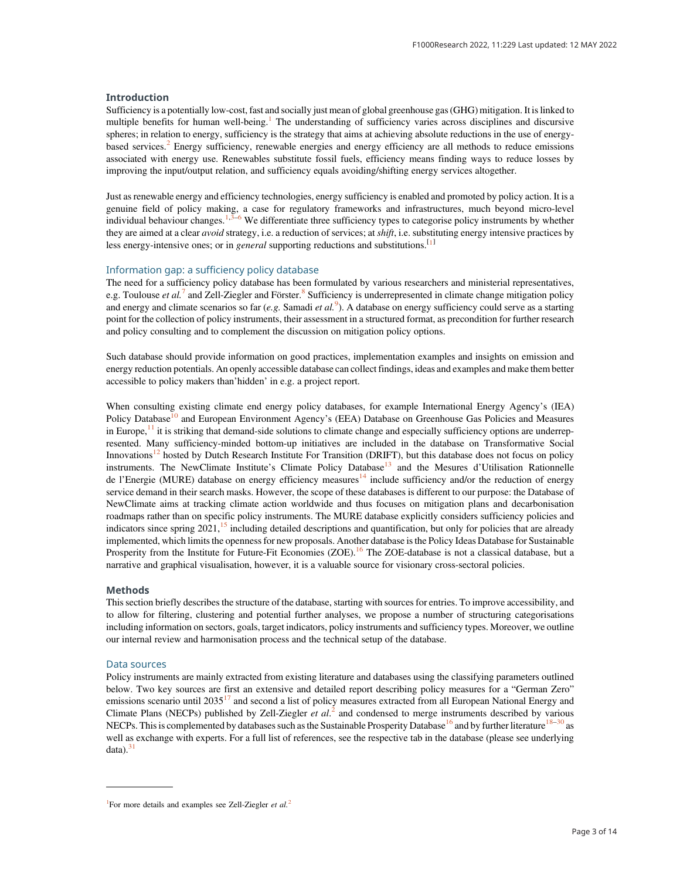## Introduction

Sufficiency is a potentially low-cost, fast and socially just mean of global greenhouse gas (GHG) mitigation. It is linked to multiple benefits for human well-being.[1] The understanding of sufficiency varies across disciplines and discursive spheres; in relation to energy, sufficiency is the strategy that aims at achieving absolute reductions in the use of energy-based services.[2] Energy sufficiency, renewable energies and energy efficiency are all methods to reduce emissions associated with energy use. Renewables substitute fossil fuels, efficiency means finding ways to reduce losses by improving the input/output relation, and sufficiency equals avoiding/shifting energy services altogether.

Just as renewable energy and efficiency technologies, energy sufficiency is enabled and promoted by policy action. It is a genuine field of policy making, a case for regulatory frameworks and infrastructures, much beyond micro-level individual behaviour changes.[1,3–6] We differentiate three sufficiency types to categorise policy instruments by whether they are aimed at a clear *avoid* strategy, i.e. a reduction of services; at *shift*, i.e. substituting energy intensive practices by less energy-intensive ones; or in *general* supporting reductions and substitutions.[1]

### Information gap: a sufficiency policy database

The need for a sufficiency policy database has been formulated by various researchers and ministerial representatives, e.g. Toulouse *et al.*[7] and Zell-Ziegler and Förster.[8] Sufficiency is underrepresented in climate change mitigation policy and energy and climate scenarios so far (*e.g.* Samadi *et al.*[9]). A database on energy sufficiency could serve as a starting point for the collection of policy instruments, their assessment in a structured format, as precondition for further research and policy consulting and to complement the discussion on mitigation policy options.

Such database should provide information on good practices, implementation examples and insights on emission and energy reduction potentials. An openly accessible database can collect findings, ideas and examples and make them better accessible to policy makers than'hidden' in e.g. a project report.

When consulting existing climate end energy policy databases, for example International Energy Agency's (IEA) Policy Database[10] and European Environment Agency's (EEA) Database on Greenhouse Gas Policies and Measures in Europe,[11] it is striking that demand-side solutions to climate change and especially sufficiency options are underrepresented. Many sufficiency-minded bottom-up initiatives are included in the database on Transformative Social Innovations[12] hosted by Dutch Research Institute For Transition (DRIFT), but this database does not focus on policy instruments. The NewClimate Institute's Climate Policy Database[13] and the Mesures d'Utilisation Rationnelle de l'Energie (MURE) database on energy efficiency measures[14] include sufficiency and/or the reduction of energy service demand in their search masks. However, the scope of these databases is different to our purpose: the Database of NewClimate aims at tracking climate action worldwide and thus focuses on mitigation plans and decarbonisation roadmaps rather than on specific policy instruments. The MURE database explicitly considers sufficiency policies and indicators since spring 2021,[15] including detailed descriptions and quantification, but only for policies that are already implemented, which limits the openness for new proposals. Another database is the Policy Ideas Database for Sustainable Prosperity from the Institute for Future-Fit Economies (ZOE).[16] The ZOE-database is not a classical database, but a narrative and graphical visualisation, however, it is a valuable source for visionary cross-sectoral policies.

## Methods

This section briefly describes the structure of the database, starting with sources for entries. To improve accessibility, and to allow for filtering, clustering and potential further analyses, we propose a number of structuring categorisations including information on sectors, goals, target indicators, policy instruments and sufficiency types. Moreover, we outline our internal review and harmonisation process and the technical setup of the database.

### Data sources

Policy instruments are mainly extracted from existing literature and databases using the classifying parameters outlined below. Two key sources are first an extensive and detailed report describing policy measures for a "German Zero" emissions scenario until 2035[17] and second a list of policy measures extracted from all European National Energy and Climate Plans (NECPs) published by Zell-Ziegler *et al*.[2] and condensed to merge instruments described by various NECPs. This is complemented by databases such as the Sustainable Prosperity Database[16] and by further literature[18–30] as well as exchange with experts. For a full list of references, see the respective tab in the database (please see underlying data).[31]

---

[1]For more details and examples see Zell-Ziegler *et al.*[2]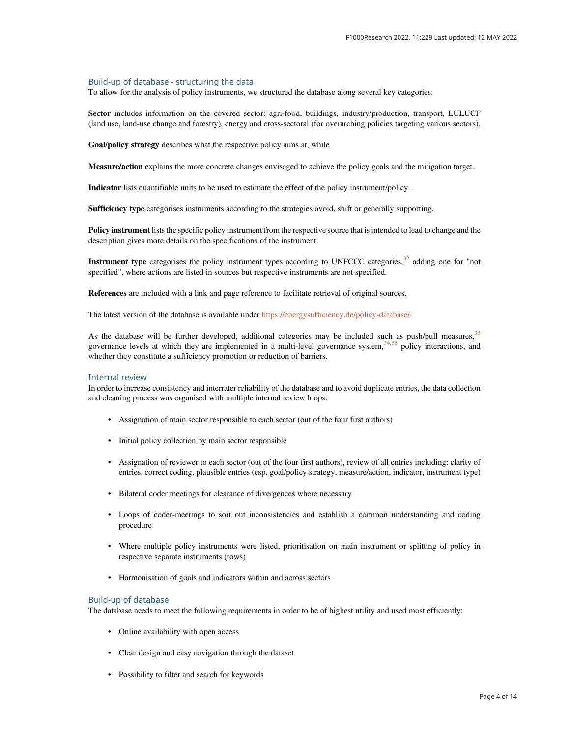### Build-up of database - structuring the data

To allow for the analysis of policy instruments, we structured the database along several key categories:

**Sector** includes information on the covered sector: agri-food, buildings, industry/production, transport, LULUCF (land use, land-use change and forestry), energy and cross-sectoral (for overarching policies targeting various sectors).

**Goal/policy strategy** describes what the respective policy aims at, while

**Measure/action** explains the more concrete changes envisaged to achieve the policy goals and the mitigation target.

**Indicator** lists quantifiable units to be used to estimate the effect of the policy instrument/policy.

**Sufficiency type** categorises instruments according to the strategies avoid, shift or generally supporting.

**Policy instrument** lists the specific policy instrument from the respective source that is intended to lead to change and the description gives more details on the specifications of the instrument.

**Instrument type** categorises the policy instrument types according to UNFCCC categories,[32] adding one for "not specified", where actions are listed in sources but respective instruments are not specified.

**References** are included with a link and page reference to facilitate retrieval of original sources.

The latest version of the database is available under https://energysufficiency.de/policy-database/.

As the database will be further developed, additional categories may be included such as push/pull measures,[33] governance levels at which they are implemented in a multi-level governance system,[34,35] policy interactions, and whether they constitute a sufficiency promotion or reduction of barriers.

### Internal review

In order to increase consistency and interrater reliability of the database and to avoid duplicate entries, the data collection and cleaning process was organised with multiple internal review loops:

- Assignation of main sector responsible to each sector (out of the four first authors)
- Initial policy collection by main sector responsible
- Assignation of reviewer to each sector (out of the four first authors), review of all entries including: clarity of entries, correct coding, plausible entries (esp. goal/policy strategy, measure/action, indicator, instrument type)
- Bilateral coder meetings for clearance of divergences where necessary
- Loops of coder-meetings to sort out inconsistencies and establish a common understanding and coding procedure
- Where multiple policy instruments were listed, prioritisation on main instrument or splitting of policy in respective separate instruments (rows)
- Harmonisation of goals and indicators within and across sectors

### Build-up of database

The database needs to meet the following requirements in order to be of highest utility and used most efficiently:

- Online availability with open access
- Clear design and easy navigation through the dataset
- Possibility to filter and search for keywords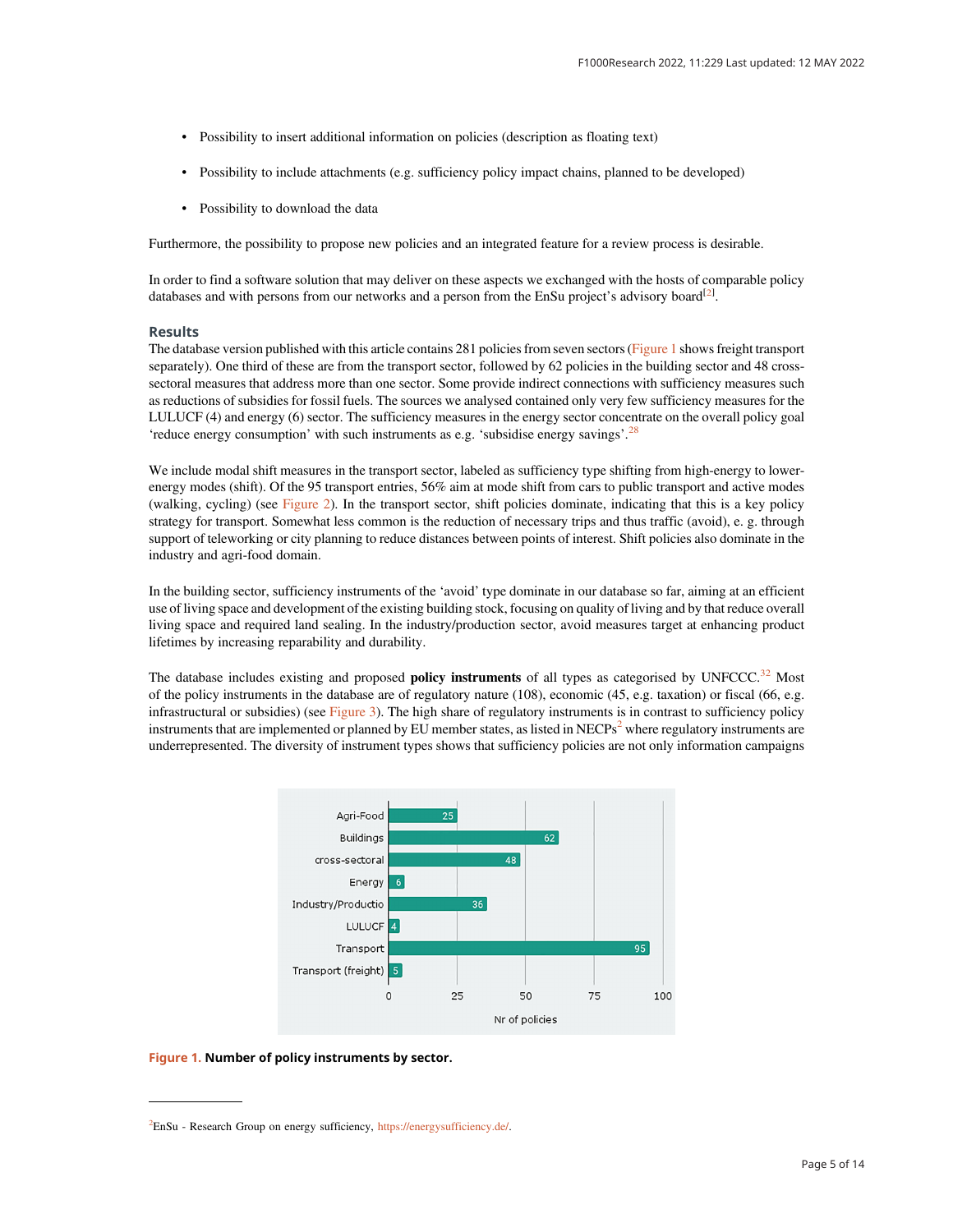- Possibility to insert additional information on policies (description as floating text)
- Possibility to include attachments (e.g. sufficiency policy impact chains, planned to be developed)
- Possibility to download the data

Furthermore, the possibility to propose new policies and an integrated feature for a review process is desirable.

In order to find a software solution that may deliver on these aspects we exchanged with the hosts of comparable policy databases and with persons from our networks and a person from the EnSu project's advisory board[2].

## Results

The database version published with this article contains 281 policies from seven sectors (Figure 1 shows freight transport separately). One third of these are from the transport sector, followed by 62 policies in the building sector and 48 cross-sectoral measures that address more than one sector. Some provide indirect connections with sufficiency measures such as reductions of subsidies for fossil fuels. The sources we analysed contained only very few sufficiency measures for the LULUCF (4) and energy (6) sector. The sufficiency measures in the energy sector concentrate on the overall policy goal 'reduce energy consumption' with such instruments as e.g. 'subsidise energy savings'.[28]

We include modal shift measures in the transport sector, labeled as sufficiency type shifting from high-energy to lower-energy modes (shift). Of the 95 transport entries, 56% aim at mode shift from cars to public transport and active modes (walking, cycling) (see Figure 2). In the transport sector, shift policies dominate, indicating that this is a key policy strategy for transport. Somewhat less common is the reduction of necessary trips and thus traffic (avoid), e. g. through support of teleworking or city planning to reduce distances between points of interest. Shift policies also dominate in the industry and agri-food domain.

In the building sector, sufficiency instruments of the 'avoid' type dominate in our database so far, aiming at an efficient use of living space and development of the existing building stock, focusing on quality of living and by that reduce overall living space and required land sealing. In the industry/production sector, avoid measures target at enhancing product lifetimes by increasing reparability and durability.

The database includes existing and proposed **policy instruments** of all types as categorised by UNFCCC.[32] Most of the policy instruments in the database are of regulatory nature (108), economic (45, e.g. taxation) or fiscal (66, e.g. infrastructural or subsidies) (see Figure 3). The high share of regulatory instruments is in contrast to sufficiency policy instruments that are implemented or planned by EU member states, as listed in NECPs[2] where regulatory instruments are underrepresented. The diversity of instrument types shows that sufficiency policies are not only information campaigns

| Sector | Nr of policies |
|---|---|
| Agri-Food | 25 |
| Buildings | 62 |
| cross-sectoral | 48 |
| Energy | 6 |
| Industry/Productio | 36 |
| LULUCF | 4 |
| Transport | 95 |
| Transport (freight) | 5 |

**Figure 1. Number of policy instruments by sector.**

[2]EnSu - Research Group on energy sufficiency, https://energysufficiency.de/.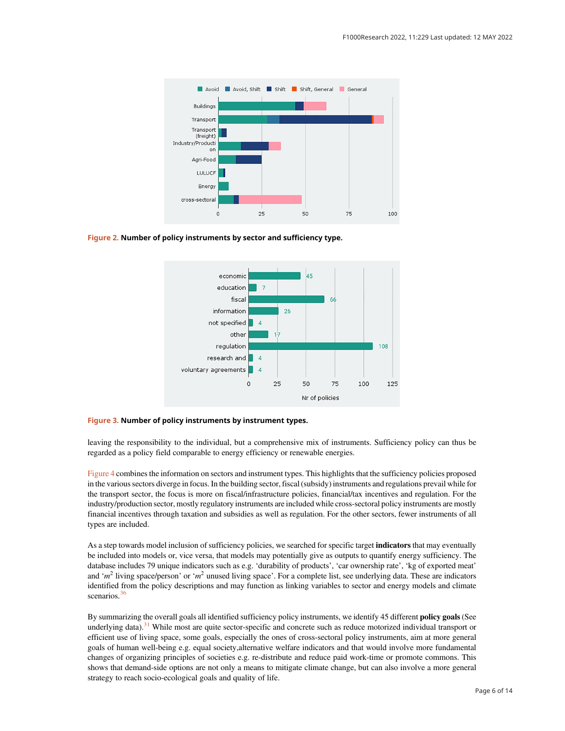Figure 2. Number of policy instruments by sector and sufficiency type.

Figure 3. Number of policy instruments by instrument types.

leaving the responsibility to the individual, but a comprehensive mix of instruments. Sufficiency policy can thus be regarded as a policy field comparable to energy efficiency or renewable energies.

Figure 4 combines the information on sectors and instrument types. This highlights that the sufficiency policies proposed in the various sectors diverge in focus. In the building sector, fiscal (subsidy) instruments and regulations prevail while for the transport sector, the focus is more on fiscal/infrastructure policies, financial/tax incentives and regulation. For the industry/production sector, mostly regulatory instruments are included while cross-sectoral policy instruments are mostly financial incentives through taxation and subsidies as well as regulation. For the other sectors, fewer instruments of all types are included.

As a step towards model inclusion of sufficiency policies, we searched for specific target **indicators** that may eventually be included into models or, vice versa, that models may potentially give as outputs to quantify energy sufficiency. The database includes 79 unique indicators such as e.g. 'durability of products', 'car ownership rate', 'kg of exported meat' and '$m^2$ living space/person' or '$m^2$ unused living space'. For a complete list, see underlying data. These are indicators identified from the policy descriptions and may function as linking variables to sector and energy models and climate scenarios.[36]

By summarizing the overall goals all identified sufficiency policy instruments, we identify 45 different **policy goals** (See underlying data).[31] While most are quite sector-specific and concrete such as reduce motorized individual transport or efficient use of living space, some goals, especially the ones of cross-sectoral policy instruments, aim at more general goals of human well-being e.g. equal society,alternative welfare indicators and that would involve more fundamental changes of organizing principles of societies e.g. re-distribute and reduce paid work-time or promote commons. This shows that demand-side options are not only a means to mitigate climate change, but can also involve a more general strategy to reach socio-ecological goals and quality of life.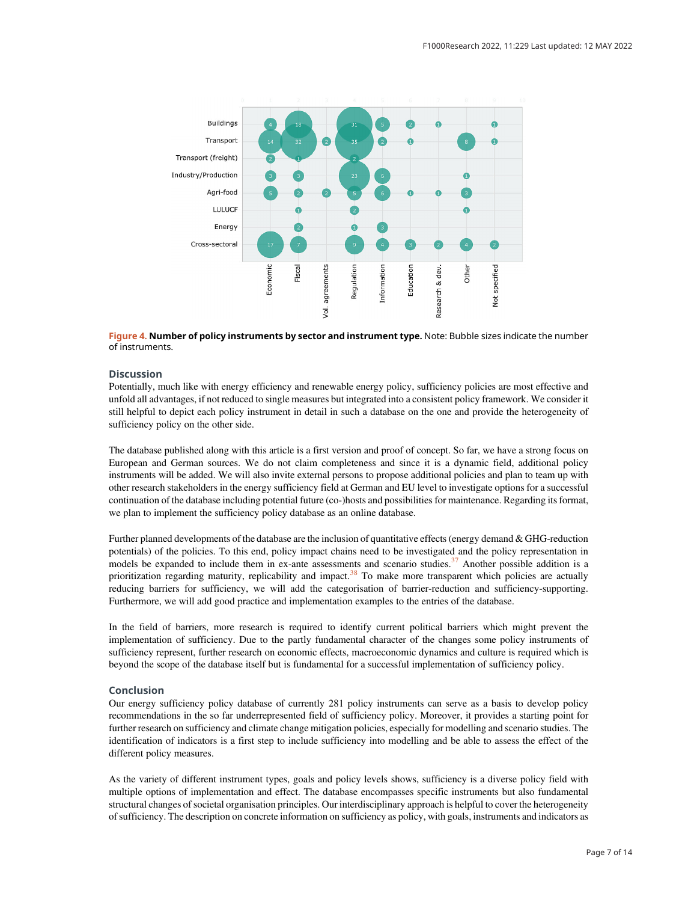**Figure 4. Number of policy instruments by sector and instrument type.** Note: Bubble sizes indicate the number of instruments.

## Discussion

Potentially, much like with energy efficiency and renewable energy policy, sufficiency policies are most effective and unfold all advantages, if not reduced to single measures but integrated into a consistent policy framework. We consider it still helpful to depict each policy instrument in detail in such a database on the one and provide the heterogeneity of sufficiency policy on the other side.

The database published along with this article is a first version and proof of concept. So far, we have a strong focus on European and German sources. We do not claim completeness and since it is a dynamic field, additional policy instruments will be added. We will also invite external persons to propose additional policies and plan to team up with other research stakeholders in the energy sufficiency field at German and EU level to investigate options for a successful continuation of the database including potential future (co-)hosts and possibilities for maintenance. Regarding its format, we plan to implement the sufficiency policy database as an online database.

Further planned developments of the database are the inclusion of quantitative effects (energy demand & GHG-reduction potentials) of the policies. To this end, policy impact chains need to be investigated and the policy representation in models be expanded to include them in ex-ante assessments and scenario studies.[37] Another possible addition is a prioritization regarding maturity, replicability and impact.[38] To make more transparent which policies are actually reducing barriers for sufficiency, we will add the categorisation of barrier-reduction and sufficiency-supporting. Furthermore, we will add good practice and implementation examples to the entries of the database.

In the field of barriers, more research is required to identify current political barriers which might prevent the implementation of sufficiency. Due to the partly fundamental character of the changes some policy instruments of sufficiency represent, further research on economic effects, macroeconomic dynamics and culture is required which is beyond the scope of the database itself but is fundamental for a successful implementation of sufficiency policy.

## Conclusion

Our energy sufficiency policy database of currently 281 policy instruments can serve as a basis to develop policy recommendations in the so far underrepresented field of sufficiency policy. Moreover, it provides a starting point for further research on sufficiency and climate change mitigation policies, especially for modelling and scenario studies. The identification of indicators is a first step to include sufficiency into modelling and be able to assess the effect of the different policy measures.

As the variety of different instrument types, goals and policy levels shows, sufficiency is a diverse policy field with multiple options of implementation and effect. The database encompasses specific instruments but also fundamental structural changes of societal organisation principles. Our interdisciplinary approach is helpful to cover the heterogeneity of sufficiency. The description on concrete information on sufficiency as policy, with goals, instruments and indicators as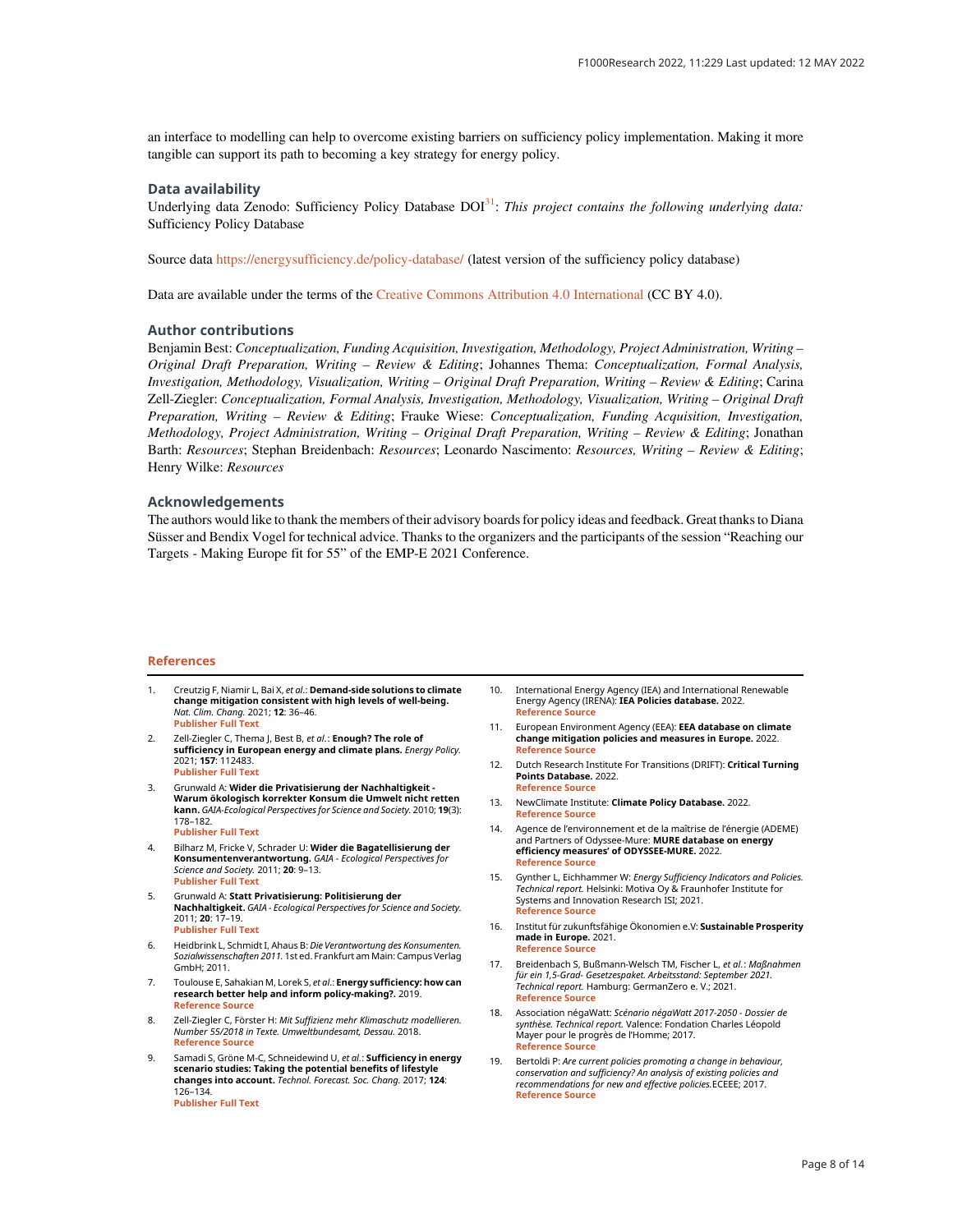an interface to modelling can help to overcome existing barriers on sufficiency policy implementation. Making it more tangible can support its path to becoming a key strategy for energy policy.

## Data availability

Underlying data Zenodo: Sufficiency Policy Database DOI[31]: *This project contains the following underlying data:* Sufficiency Policy Database

Source data https://energysufficiency.de/policy-database/ (latest version of the sufficiency policy database)

Data are available under the terms of the Creative Commons Attribution 4.0 International (CC BY 4.0).

## Author contributions

Benjamin Best: *Conceptualization, Funding Acquisition, Investigation, Methodology, Project Administration, Writing – Original Draft Preparation, Writing – Review & Editing*; Johannes Thema: *Conceptualization, Formal Analysis, Investigation, Methodology, Visualization, Writing – Original Draft Preparation, Writing – Review & Editing*; Carina Zell-Ziegler: *Conceptualization, Formal Analysis, Investigation, Methodology, Visualization, Writing – Original Draft Preparation, Writing – Review & Editing*; Frauke Wiese: *Conceptualization, Funding Acquisition, Investigation, Methodology, Project Administration, Writing – Original Draft Preparation, Writing – Review & Editing*; Jonathan Barth: *Resources*; Stephan Breidenbach: *Resources*; Leonardo Nascimento: *Resources, Writing – Review & Editing*; Henry Wilke: *Resources*

## Acknowledgements

The authors would like to thank the members of their advisory boards for policy ideas and feedback. Great thanks to Diana Süsser and Bendix Vogel for technical advice. Thanks to the organizers and the participants of the session "Reaching our Targets - Making Europe fit for 55" of the EMP-E 2021 Conference.

## References

1. Creutzig F, Niamir L, Bai X, *et al.*: **Demand-side solutions to climate change mitigation consistent with high levels of well-being.** *Nat. Clim. Chang.* 2021; **12**: 36–46. Publisher Full Text
2. Zell-Ziegler C, Thema J, Best B, *et al.*: **Enough? The role of sufficiency in European energy and climate plans.** *Energy Policy.* 2021; **157**: 112483. Publisher Full Text
3. Grunwald A: **Wider die Privatisierung der Nachhaltigkeit - Warum ökologisch korrekter Konsum die Umwelt nicht retten kann.** *GAIA-Ecological Perspectives for Science and Society.* 2010; **19**(3): 178–182. Publisher Full Text
4. Bilharz M, Fricke V, Schrader U: **Wider die Bagatellisierung der Konsumentenverantwortung.** *GAIA - Ecological Perspectives for Science and Society.* 2011; **20**: 9–13. Publisher Full Text
5. Grunwald A: **Statt Privatisierung: Politisierung der Nachhaltigkeit.** *GAIA - Ecological Perspectives for Science and Society.* 2011; **20**: 17–19. Publisher Full Text
6. Heidbrink L, Schmidt I, Ahaus B: *Die Verantwortung des Konsumenten. Sozialwissenschaften 2011.* 1st ed. Frankfurt am Main: Campus Verlag GmbH; 2011.
7. Toulouse E, Sahakian M, Lorek S, *et al.*: **Energy sufficiency: how can research better help and inform policy-making?.** 2019. Reference Source
8. Zell-Ziegler C, Förster H: *Mit Suffizienz mehr Klimaschutz modellieren. Number 55/2018 in Texte. Umweltbundesamt, Dessau.* 2018. Reference Source
9. Samadi S, Gröne M-C, Schneidewind U, *et al.*: **Sufficiency in energy scenario studies: Taking the potential benefits of lifestyle changes into account.** *Technol. Forecast. Soc. Chang.* 2017; **124**: 126–134. Publisher Full Text
10. International Energy Agency (IEA) and International Renewable Energy Agency (IRENA): **IEA Policies database.** 2022. Reference Source
11. European Environment Agency (EEA): **EEA database on climate change mitigation policies and measures in Europe.** 2022. Reference Source
12. Dutch Research Institute For Transitions (DRIFT): **Critical Turning Points Database.** 2022. Reference Source
13. NewClimate Institute: **Climate Policy Database.** 2022. Reference Source
14. Agence de l'environnement et de la maîtrise de l'énergie (ADEME) and Partners of Odyssee-Mure: **MURE database on energy efficiency measures' of ODYSSEE-MURE.** 2022. Reference Source
15. Gynther L, Eichhammer W: *Energy Sufficiency Indicators and Policies. Technical report.* Helsinki: Motiva Oy & Fraunhofer Institute for Systems and Innovation Research ISI; 2021. Reference Source
16. Institut für zukunftsfähige Ökonomien e.V: **Sustainable Prosperity made in Europe.** 2021. Reference Source
17. Breidenbach S, Bußmann-Welsch TM, Fischer L, *et al.*: *Maßnahmen für ein 1,5-Grad- Gesetzespaket. Arbeitsstand: September 2021. Technical report.* Hamburg: GermanZero e. V.; 2021. Reference Source
18. Association négaWatt: *Scénario négaWatt 2017-2050 - Dossier de synthèse. Technical report.* Valence: Fondation Charles Léopold Mayer pour le progrès de l'Homme; 2017. Reference Source
19. Bertoldi P: *Are current policies promoting a change in behaviour, conservation and sufficiency? An analysis of existing policies and recommendations for new and effective policies.* ECEEE; 2017. Reference Source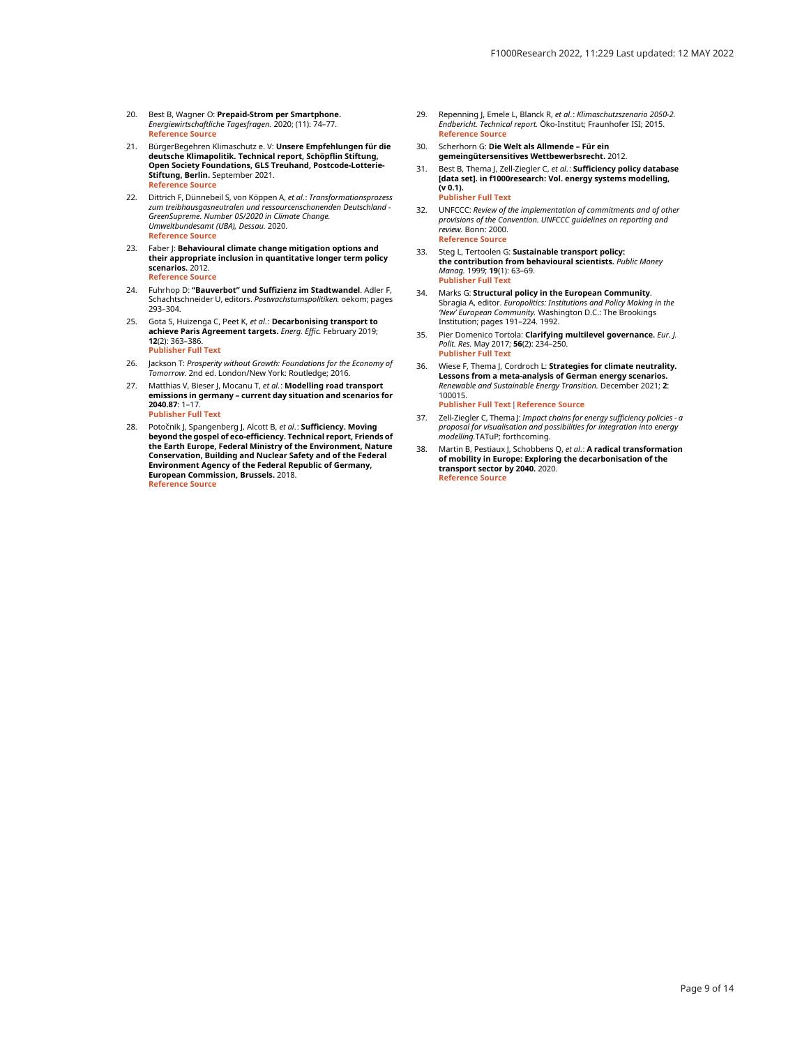20. Best B, Wagner O: **Prepaid-Strom per Smartphone.** *Energiewirtschaftliche Tagesfragen.* 2020; (11): 74–77. Reference Source
21. BürgerBegehren Klimaschutz e. V: **Unsere Empfehlungen für die deutsche Klimapolitik. Technical report, Schöpflin Stiftung, Open Society Foundations, GLS Treuhand, Postcode-Lotterie-Stiftung, Berlin.** September 2021. Reference Source
22. Dittrich F, Dünnebeil S, von Köppen A, *et al.*: *Transformationsprozess zum treibhausgasneutralen und ressourcenschonenden Deutschland - GreenSupreme. Number 05/2020 in Climate Change. Umweltbundesamt (UBA), Dessau.* 2020. Reference Source
23. Faber J: **Behavioural climate change mitigation options and their appropriate inclusion in quantitative longer term policy scenarios.** 2012. Reference Source
24. Fuhrhop D: **"Bauverbot" und Suffizienz im Stadtwandel**. Adler F, Schachtschneider U, editors. *Postwachstumspolitiken.* oekom; pages 293–304.
25. Gota S, Huizenga C, Peet K, *et al.*: **Decarbonising transport to achieve Paris Agreement targets.** *Energ. Effic.* February 2019; **12**(2): 363–386. Publisher Full Text
26. Jackson T: *Prosperity without Growth: Foundations for the Economy of Tomorrow.* 2nd ed. London/New York: Routledge; 2016.
27. Matthias V, Bieser J, Mocanu T, *et al.*: **Modelling road transport emissions in germany – current day situation and scenarios for 2040.87**: 1–17. Publisher Full Text
28. Potočnik J, Spangenberg J, Alcott B, *et al.*: **Sufficiency. Moving beyond the gospel of eco-efficiency. Technical report, Friends of the Earth Europe, Federal Ministry of the Environment, Nature Conservation, Building and Nuclear Safety and of the Federal Environment Agency of the Federal Republic of Germany, European Commission, Brussels.** 2018. Reference Source
29. Repenning J, Emele L, Blanck R, *et al.*: *Klimaschutzszenario 2050-2. Endbericht. Technical report.* Öko-Institut; Fraunhofer ISI; 2015. Reference Source
30. Scherhorn G: **Die Welt als Allmende – Für ein gemeingütersensitives Wettbewerbsrecht.** 2012.
31. Best B, Thema J, Zell-Ziegler C, *et al.*: **Sufficiency policy database [data set]. in f1000research: Vol. energy systems modelling, (v 0.1).** Publisher Full Text
32. UNFCCC: *Review of the implementation of commitments and of other provisions of the Convention. UNFCCC guidelines on reporting and review.* Bonn: 2000. Reference Source
33. Steg L, Tertoolen G: **Sustainable transport policy: the contribution from behavioural scientists.** *Public Money Manag.* 1999; **19**(1): 63–69. Publisher Full Text
34. Marks G: **Structural policy in the European Community**. Sbragia A, editor. *Europolitics: Institutions and Policy Making in the 'New' European Community.* Washington D.C.: The Brookings Institution; pages 191–224. 1992.
35. Pier Domenico Tortola: **Clarifying multilevel governance.** *Eur. J. Polit. Res.* May 2017; **56**(2): 234–250. Publisher Full Text
36. Wiese F, Thema J, Cordroch L: **Strategies for climate neutrality. Lessons from a meta-analysis of German energy scenarios.** *Renewable and Sustainable Energy Transition.* December 2021; **2**: 100015. Publisher Full Text | Reference Source
37. Zell-Ziegler C, Thema J: *Impact chains for energy sufficiency policies - a proposal for visualisation and possibilities for integration into energy modelling.*TATuP; forthcoming.
38. Martin B, Pestiaux J, Schobbens Q, *et al.*: **A radical transformation of mobility in Europe: Exploring the decarbonisation of the transport sector by 2040.** 2020. Reference Source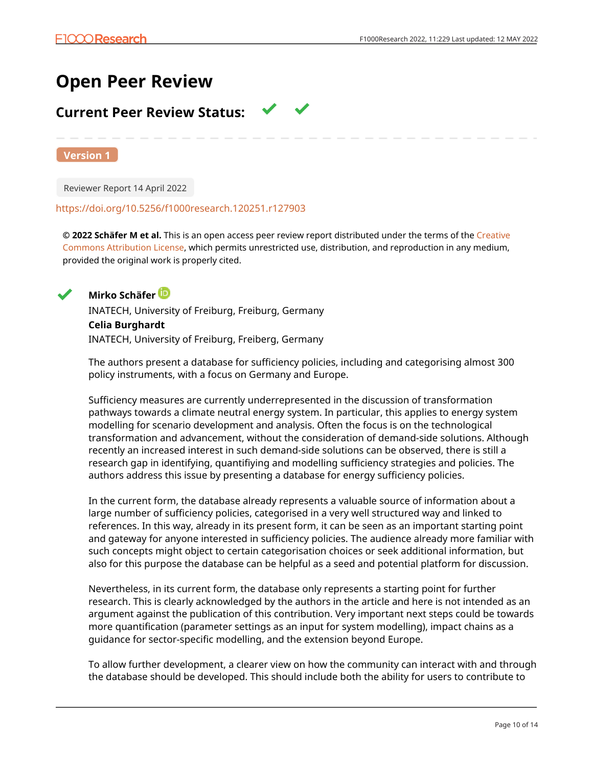# Open Peer Review

## Current Peer Review Status: ✔ ✔

**Version 1**

Reviewer Report 14 April 2022

https://doi.org/10.5256/f1000research.120251.r127903

**© 2022 Schäfer M et al.** This is an open access peer review report distributed under the terms of the Creative Commons Attribution License, which permits unrestricted use, distribution, and reproduction in any medium, provided the original work is properly cited.

✔ **Mirko Schäfer**

INATECH, University of Freiburg, Freiburg, Germany

**Celia Burghardt**

INATECH, University of Freiburg, Freiberg, Germany

The authors present a database for sufficiency policies, including and categorising almost 300 policy instruments, with a focus on Germany and Europe.

Sufficiency measures are currently underrepresented in the discussion of transformation pathways towards a climate neutral energy system. In particular, this applies to energy system modelling for scenario development and analysis. Often the focus is on the technological transformation and advancement, without the consideration of demand-side solutions. Although recently an increased interest in such demand-side solutions can be observed, there is still a research gap in identifying, quantifiying and modelling sufficiency strategies and policies. The authors address this issue by presenting a database for energy sufficiency policies.

In the current form, the database already represents a valuable source of information about a large number of sufficiency policies, categorised in a very well structured way and linked to references. In this way, already in its present form, it can be seen as an important starting point and gateway for anyone interested in sufficiency policies. The audience already more familiar with such concepts might object to certain categorisation choices or seek additional information, but also for this purpose the database can be helpful as a seed and potential platform for discussion.

Nevertheless, in its current form, the database only represents a starting point for further research. This is clearly acknowledged by the authors in the article and here is not intended as an argument against the publication of this contribution. Very important next steps could be towards more quantification (parameter settings as an input for system modelling), impact chains as a guidance for sector-specific modelling, and the extension beyond Europe.

To allow further development, a clearer view on how the community can interact with and through the database should be developed. This should include both the ability for users to contribute to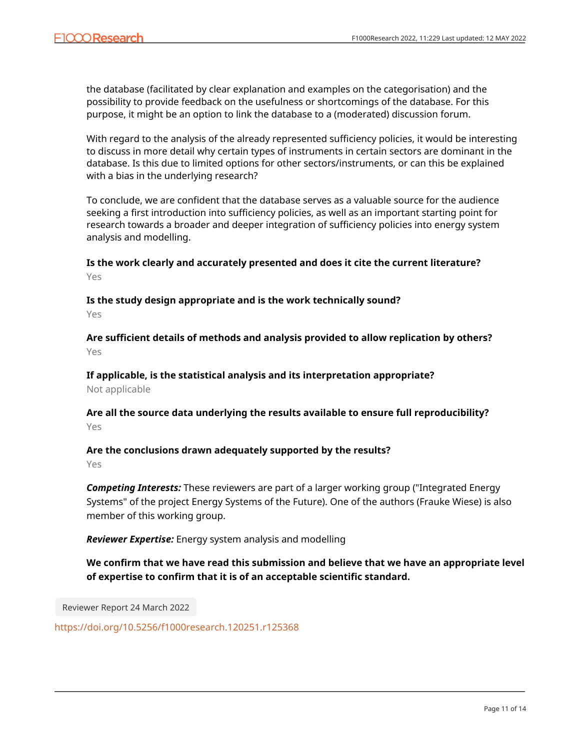the database (facilitated by clear explanation and examples on the categorisation) and the possibility to provide feedback on the usefulness or shortcomings of the database. For this purpose, it might be an option to link the database to a (moderated) discussion forum.

With regard to the analysis of the already represented sufficiency policies, it would be interesting to discuss in more detail why certain types of instruments in certain sectors are dominant in the database. Is this due to limited options for other sectors/instruments, or can this be explained with a bias in the underlying research?

To conclude, we are confident that the database serves as a valuable source for the audience seeking a first introduction into sufficiency policies, as well as an important starting point for research towards a broader and deeper integration of sufficiency policies into energy system analysis and modelling.

**Is the work clearly and accurately presented and does it cite the current literature?**

Yes

**Is the study design appropriate and is the work technically sound?**

Yes

**Are sufficient details of methods and analysis provided to allow replication by others?**

Yes

**If applicable, is the statistical analysis and its interpretation appropriate?**

Not applicable

**Are all the source data underlying the results available to ensure full reproducibility?**

Yes

**Are the conclusions drawn adequately supported by the results?**

Yes

***Competing Interests:*** These reviewers are part of a larger working group ("Integrated Energy Systems" of the project Energy Systems of the Future). One of the authors (Frauke Wiese) is also member of this working group.

***Reviewer Expertise:*** Energy system analysis and modelling

**We confirm that we have read this submission and believe that we have an appropriate level of expertise to confirm that it is of an acceptable scientific standard.**

Reviewer Report 24 March 2022

https://doi.org/10.5256/f1000research.120251.r125368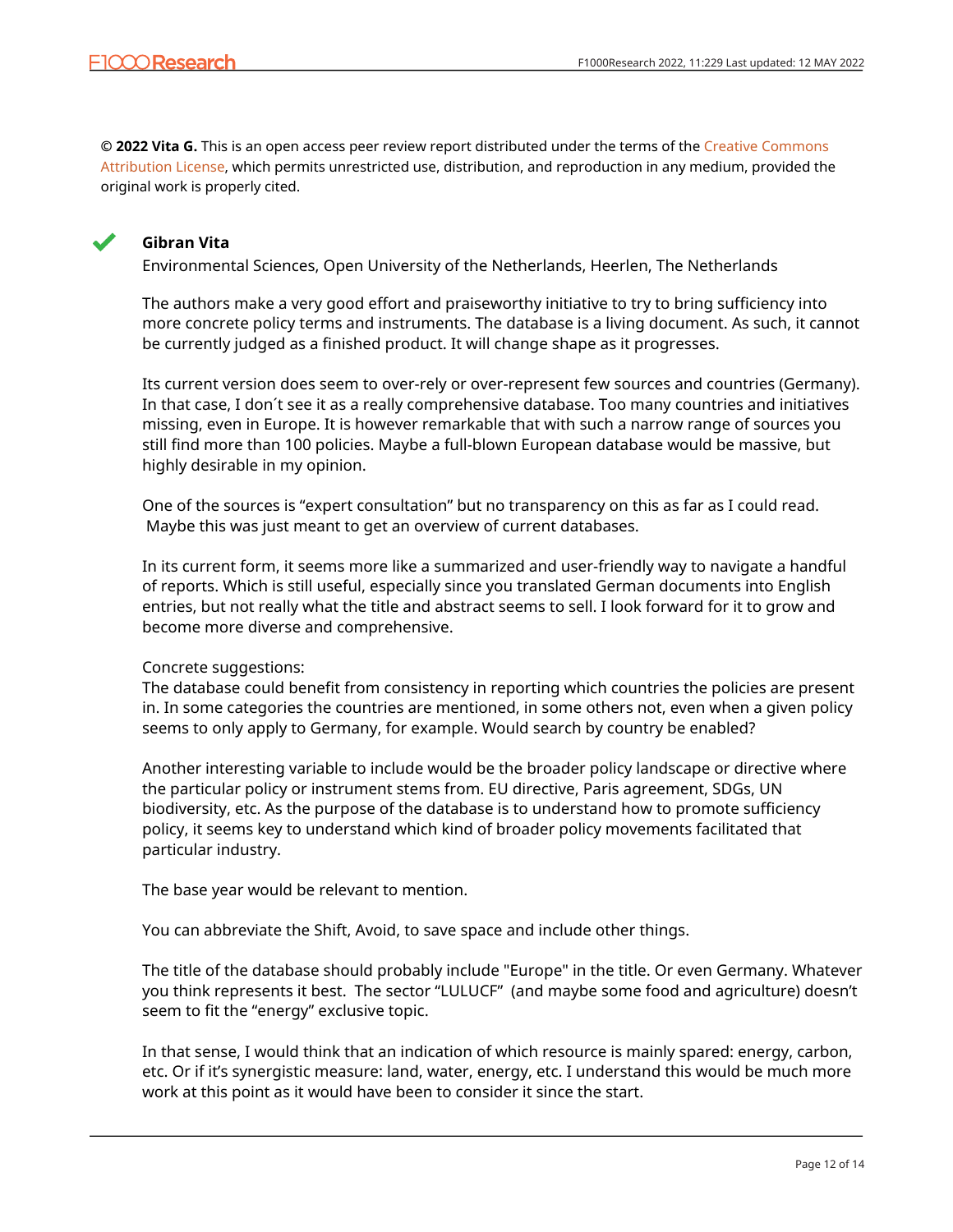**© 2022 Vita G.** This is an open access peer review report distributed under the terms of the Creative Commons Attribution License, which permits unrestricted use, distribution, and reproduction in any medium, provided the original work is properly cited.

**Gibran Vita**

Environmental Sciences, Open University of the Netherlands, Heerlen, The Netherlands

The authors make a very good effort and praiseworthy initiative to try to bring sufficiency into more concrete policy terms and instruments. The database is a living document. As such, it cannot be currently judged as a finished product. It will change shape as it progresses.

Its current version does seem to over-rely or over-represent few sources and countries (Germany). In that case, I don´t see it as a really comprehensive database. Too many countries and initiatives missing, even in Europe. It is however remarkable that with such a narrow range of sources you still find more than 100 policies. Maybe a full-blown European database would be massive, but highly desirable in my opinion.

One of the sources is "expert consultation" but no transparency on this as far as I could read. Maybe this was just meant to get an overview of current databases.

In its current form, it seems more like a summarized and user-friendly way to navigate a handful of reports. Which is still useful, especially since you translated German documents into English entries, but not really what the title and abstract seems to sell. I look forward for it to grow and become more diverse and comprehensive.

Concrete suggestions:
The database could benefit from consistency in reporting which countries the policies are present in. In some categories the countries are mentioned, in some others not, even when a given policy seems to only apply to Germany, for example. Would search by country be enabled?

Another interesting variable to include would be the broader policy landscape or directive where the particular policy or instrument stems from. EU directive, Paris agreement, SDGs, UN biodiversity, etc. As the purpose of the database is to understand how to promote sufficiency policy, it seems key to understand which kind of broader policy movements facilitated that particular industry.

The base year would be relevant to mention.

You can abbreviate the Shift, Avoid, to save space and include other things.

The title of the database should probably include "Europe" in the title. Or even Germany. Whatever you think represents it best. The sector "LULUCF" (and maybe some food and agriculture) doesn't seem to fit the "energy" exclusive topic.

In that sense, I would think that an indication of which resource is mainly spared: energy, carbon, etc. Or if it's synergistic measure: land, water, energy, etc. I understand this would be much more work at this point as it would have been to consider it since the start.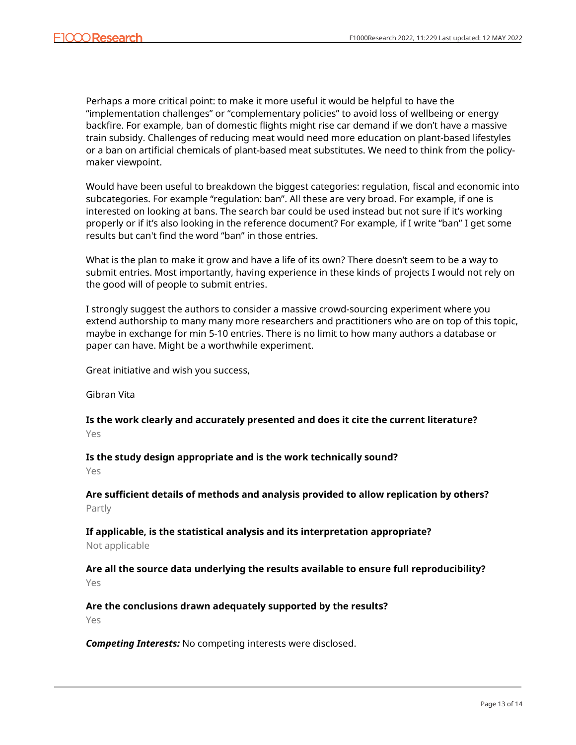Perhaps a more critical point: to make it more useful it would be helpful to have the “implementation challenges” or “complementary policies” to avoid loss of wellbeing or energy backfire. For example, ban of domestic flights might rise car demand if we don’t have a massive train subsidy. Challenges of reducing meat would need more education on plant-based lifestyles or a ban on artificial chemicals of plant-based meat substitutes. We need to think from the policy-maker viewpoint.

Would have been useful to breakdown the biggest categories: regulation, fiscal and economic into subcategories. For example “regulation: ban”. All these are very broad. For example, if one is interested on looking at bans. The search bar could be used instead but not sure if it’s working properly or if it’s also looking in the reference document? For example, if I write “ban” I get some results but can't find the word “ban” in those entries.

What is the plan to make it grow and have a life of its own? There doesn’t seem to be a way to submit entries. Most importantly, having experience in these kinds of projects I would not rely on the good will of people to submit entries.

I strongly suggest the authors to consider a massive crowd-sourcing experiment where you extend authorship to many many more researchers and practitioners who are on top of this topic, maybe in exchange for min 5-10 entries. There is no limit to how many authors a database or paper can have. Might be a worthwhile experiment.

Great initiative and wish you success,

Gibran Vita

**Is the work clearly and accurately presented and does it cite the current literature?**

Yes

**Is the study design appropriate and is the work technically sound?**

Yes

**Are sufficient details of methods and analysis provided to allow replication by others?**

Partly

**If applicable, is the statistical analysis and its interpretation appropriate?**

Not applicable

**Are all the source data underlying the results available to ensure full reproducibility?**

Yes

**Are the conclusions drawn adequately supported by the results?**

Yes

***Competing Interests:*** No competing interests were disclosed.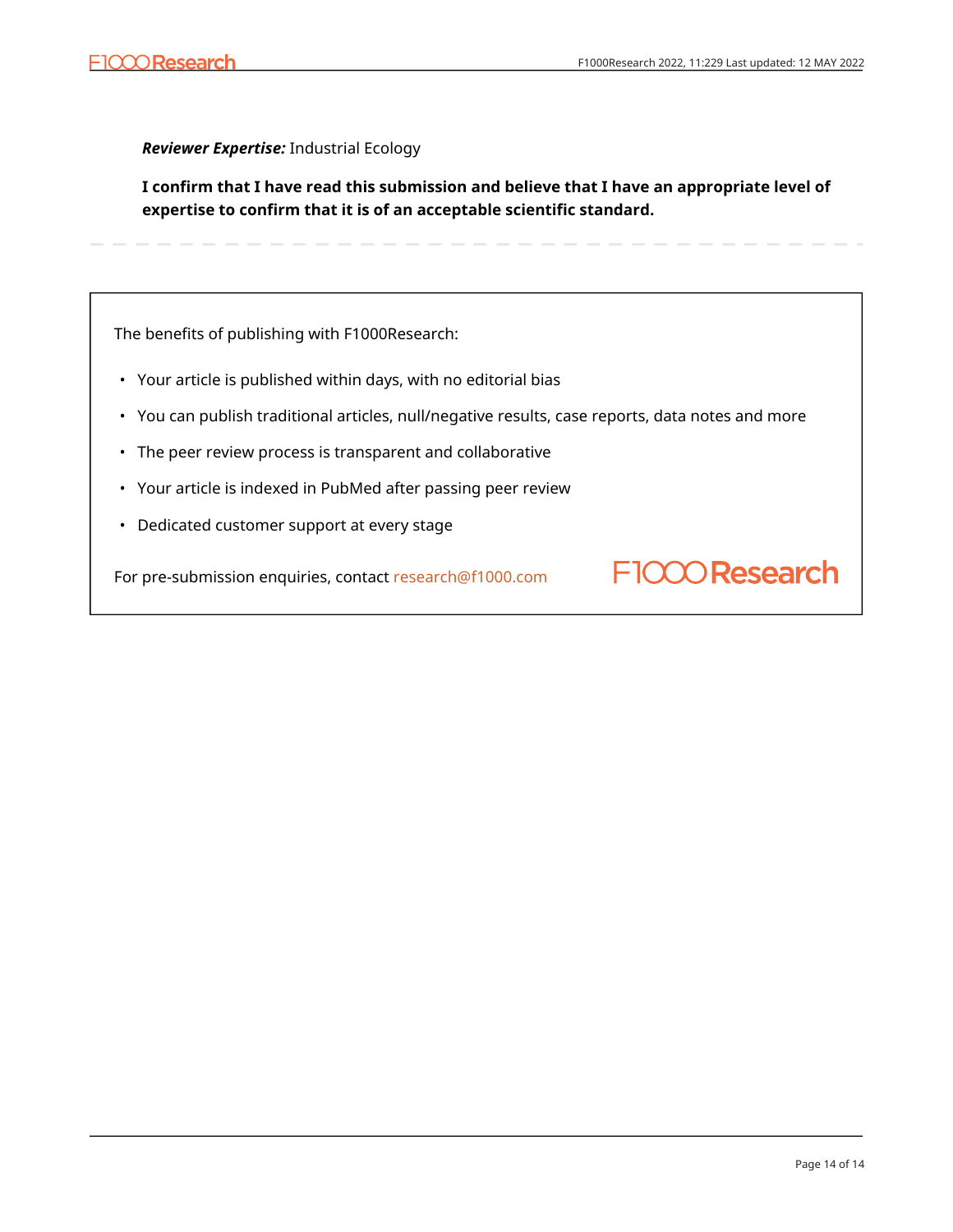***Reviewer Expertise:*** Industrial Ecology

**I confirm that I have read this submission and believe that I have an appropriate level of expertise to confirm that it is of an acceptable scientific standard.**

---

The benefits of publishing with F1000Research:

- Your article is published within days, with no editorial bias
- You can publish traditional articles, null/negative results, case reports, data notes and more
- The peer review process is transparent and collaborative
- Your article is indexed in PubMed after passing peer review
- Dedicated customer support at every stage

For pre-submission enquiries, contact research@f1000.com

F1000Research